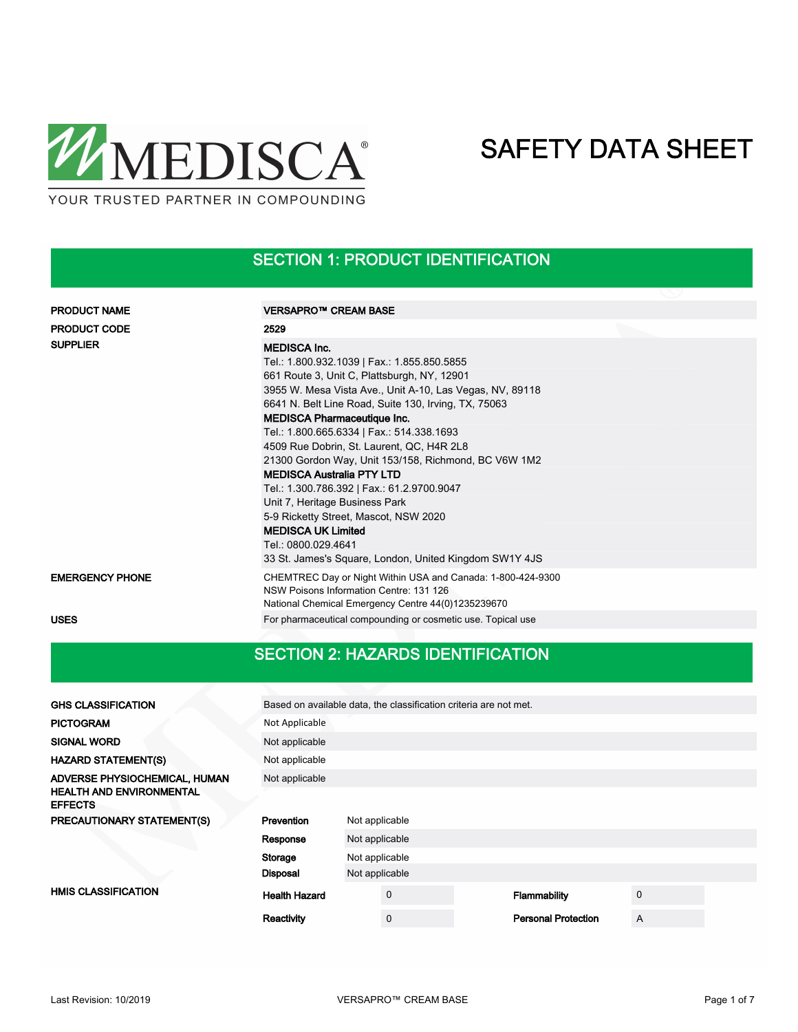MEDISCA®

YOUR TRUSTED PARTNER IN COMPOUNDING

# SAFETY DATA SHEET

## SECTION 1: PRODUCT IDENTIFICATION

| | |
|---|---|
| **PRODUCT NAME** | **VERSAPRO™ CREAM BASE** |
| **PRODUCT CODE** | **2529** |
| **SUPPLIER** | **MEDISCA Inc.**<br>Tel.: 1.800.932.1039 \| Fax.: 1.855.850.5855<br>661 Route 3, Unit C, Plattsburgh, NY, 12901<br>3955 W. Mesa Vista Ave., Unit A-10, Las Vegas, NV, 89118<br>6641 N. Belt Line Road, Suite 130, Irving, TX, 75063<br>**MEDISCA Pharmaceutique Inc.**<br>Tel.: 1.800.665.6334 \| Fax.: 514.338.1693<br>4509 Rue Dobrin, St. Laurent, QC, H4R 2L8<br>21300 Gordon Way, Unit 153/158, Richmond, BC V6W 1M2<br>**MEDISCA Australia PTY LTD**<br>Tel.: 1.300.786.392 \| Fax.: 61.2.9700.9047<br>Unit 7, Heritage Business Park<br>5-9 Ricketty Street, Mascot, NSW 2020<br>**MEDISCA UK Limited**<br>Tel.: 0800.029.4641<br>33 St. James's Square, London, United Kingdom SW1Y 4JS |
| **EMERGENCY PHONE** | CHEMTREC Day or Night Within USA and Canada: 1-800-424-9300<br>NSW Poisons Information Centre: 131 126<br>National Chemical Emergency Centre 44(0)1235239670 |
| **USES** | For pharmaceutical compounding or cosmetic use. Topical use |

## SECTION 2: HAZARDS IDENTIFICATION

| | |
|---|---|
| **GHS CLASSIFICATION** | Based on available data, the classification criteria are not met. |
| **PICTOGRAM** | Not Applicable |
| **SIGNAL WORD** | Not applicable |
| **HAZARD STATEMENT(S)** | Not applicable |
| **ADVERSE PHYSIOCHEMICAL, HUMAN HEALTH AND ENVIRONMENTAL EFFECTS** | Not applicable |

**PRECAUTIONARY STATEMENT(S)**

| | |
|---|---|
| **Prevention** | Not applicable |
| **Response** | Not applicable |
| **Storage** | Not applicable |
| **Disposal** | Not applicable |

**HMIS CLASSIFICATION**

| | | | |
|---|---|---|---|
| **Health Hazard** | 0 | **Flammability** | 0 |
| **Reactivity** | 0 | **Personal Protection** | A |

Last Revision: 10/2019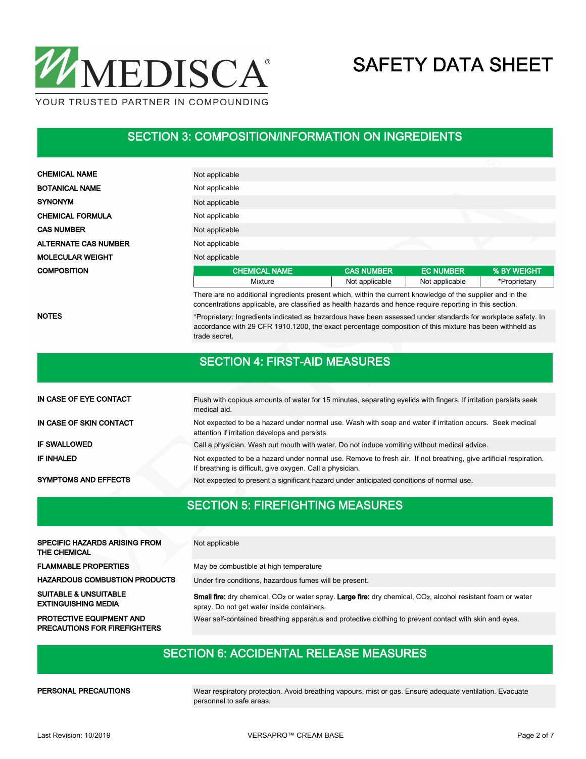## SECTION 3: COMPOSITION/INFORMATION ON INGREDIENTS

| | |
|---|---|
| **CHEMICAL NAME** | Not applicable |
| **BOTANICAL NAME** | Not applicable |
| **SYNONYM** | Not applicable |
| **CHEMICAL FORMULA** | Not applicable |
| **CAS NUMBER** | Not applicable |
| **ALTERNATE CAS NUMBER** | Not applicable |
| **MOLECULAR WEIGHT** | Not applicable |

**COMPOSITION**

| CHEMICAL NAME | CAS NUMBER | EC NUMBER | % BY WEIGHT |
|---|---|---|---|
| Mixture | Not applicable | Not applicable | *Proprietary |

There are no additional ingredients present which, within the current knowledge of the supplier and in the concentrations applicable, are classified as health hazards and hence require reporting in this section.

**NOTES**

*Proprietary: Ingredients indicated as hazardous have been assessed under standards for workplace safety. In accordance with 29 CFR 1910.1200, the exact percentage composition of this mixture has been withheld as trade secret.

## SECTION 4: FIRST-AID MEASURES

| | |
|---|---|
| **IN CASE OF EYE CONTACT** | Flush with copious amounts of water for 15 minutes, separating eyelids with fingers. If irritation persists seek medical aid. |
| **IN CASE OF SKIN CONTACT** | Not expected to be a hazard under normal use. Wash with soap and water if irritation occurs. Seek medical attention if irritation develops and persists. |
| **IF SWALLOWED** | Call a physician. Wash out mouth with water. Do not induce vomiting without medical advice. |
| **IF INHALED** | Not expected to be a hazard under normal use. Remove to fresh air. If not breathing, give artificial respiration. If breathing is difficult, give oxygen. Call a physician. |
| **SYMPTOMS AND EFFECTS** | Not expected to present a significant hazard under anticipated conditions of normal use. |

## SECTION 5: FIREFIGHTING MEASURES

| | |
|---|---|
| **SPECIFIC HAZARDS ARISING FROM THE CHEMICAL** | Not applicable |
| **FLAMMABLE PROPERTIES** | May be combustible at high temperature |
| **HAZARDOUS COMBUSTION PRODUCTS** | Under fire conditions, hazardous fumes will be present. |
| **SUITABLE & UNSUITABLE EXTINGUISHING MEDIA** | **Small fire:** dry chemical, $CO_2$ or water spray. **Large fire:** dry chemical, $CO_2$, alcohol resistant foam or water spray. Do not get water inside containers. |
| **PROTECTIVE EQUIPMENT AND PRECAUTIONS FOR FIREFIGHTERS** | Wear self-contained breathing apparatus and protective clothing to prevent contact with skin and eyes. |

## SECTION 6: ACCIDENTAL RELEASE MEASURES

| | |
|---|---|
| **PERSONAL PRECAUTIONS** | Wear respiratory protection. Avoid breathing vapours, mist or gas. Ensure adequate ventilation. Evacuate personnel to safe areas. |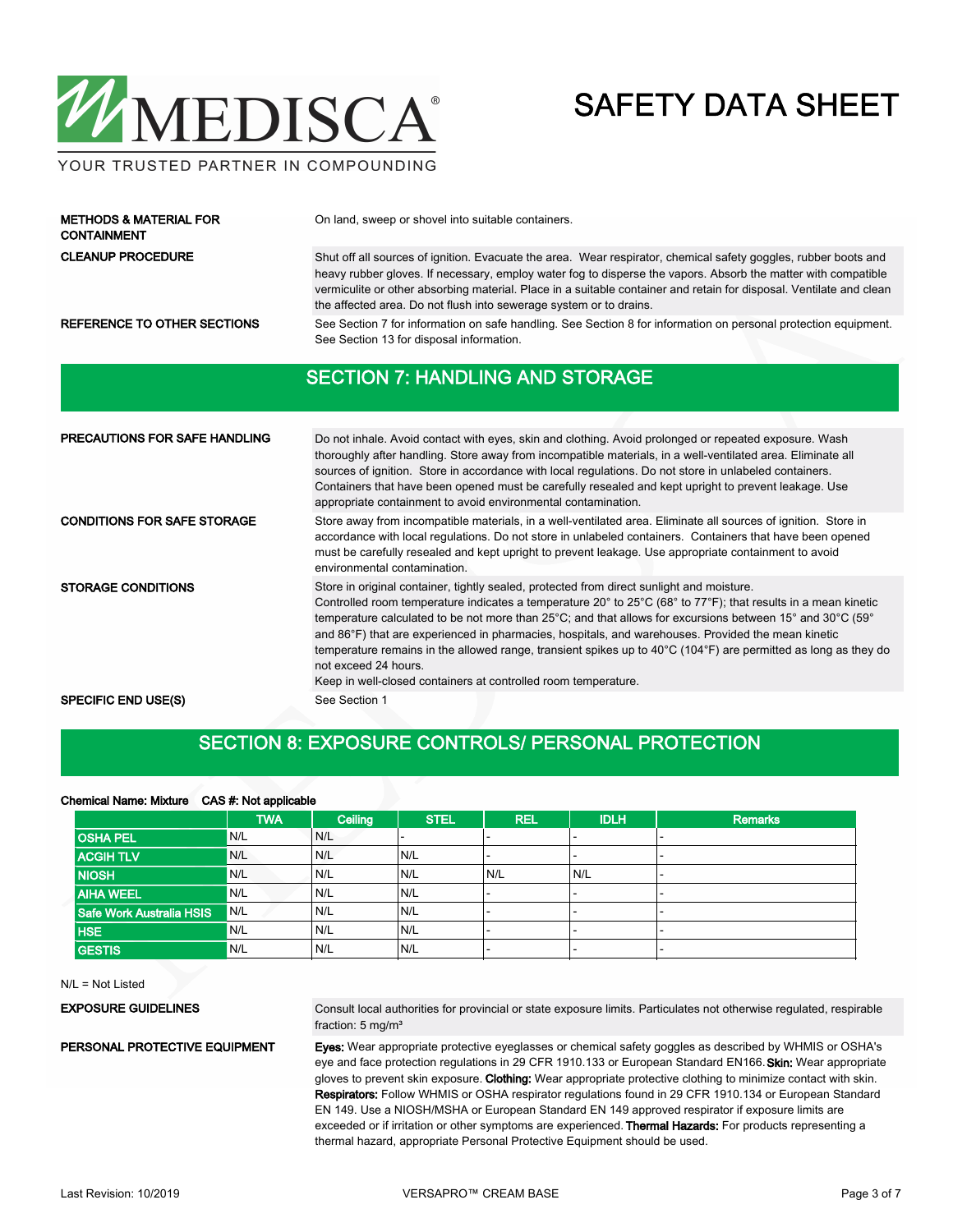| | |
|---|---|
| **METHODS & MATERIAL FOR CONTAINMENT** | On land, sweep or shovel into suitable containers. |
| **CLEANUP PROCEDURE** | Shut off all sources of ignition. Evacuate the area. Wear respirator, chemical safety goggles, rubber boots and heavy rubber gloves. If necessary, employ water fog to disperse the vapors. Absorb the matter with compatible vermiculite or other absorbing material. Place in a suitable container and retain for disposal. Ventilate and clean the affected area. Do not flush into sewerage system or to drains. |
| **REFERENCE TO OTHER SECTIONS** | See Section 7 for information on safe handling. See Section 8 for information on personal protection equipment. See Section 13 for disposal information. |

## SECTION 7: HANDLING AND STORAGE

| | |
|---|---|
| **PRECAUTIONS FOR SAFE HANDLING** | Do not inhale. Avoid contact with eyes, skin and clothing. Avoid prolonged or repeated exposure. Wash thoroughly after handling. Store away from incompatible materials, in a well-ventilated area. Eliminate all sources of ignition. Store in accordance with local regulations. Do not store in unlabeled containers. Containers that have been opened must be carefully resealed and kept upright to prevent leakage. Use appropriate containment to avoid environmental contamination. |
| **CONDITIONS FOR SAFE STORAGE** | Store away from incompatible materials, in a well-ventilated area. Eliminate all sources of ignition. Store in accordance with local regulations. Do not store in unlabeled containers. Containers that have been opened must be carefully resealed and kept upright to prevent leakage. Use appropriate containment to avoid environmental contamination. |
| **STORAGE CONDITIONS** | Store in original container, tightly sealed, protected from direct sunlight and moisture. Controlled room temperature indicates a temperature 20° to 25°C (68° to 77°F); that results in a mean kinetic temperature calculated to be not more than 25°C; and that allows for excursions between 15° and 30°C (59° and 86°F) that are experienced in pharmacies, hospitals, and warehouses. Provided the mean kinetic temperature remains in the allowed range, transient spikes up to 40°C (104°F) are permitted as long as they do not exceed 24 hours. Keep in well-closed containers at controlled room temperature. |
| **SPECIFIC END USE(S)** | See Section 1 |

## SECTION 8: EXPOSURE CONTROLS/ PERSONAL PROTECTION

**Chemical Name: Mixture CAS #: Not applicable**

| | TWA | Ceiling | STEL | REL | IDLH | Remarks |
|---|---|---|---|---|---|---|
| OSHA PEL | N/L | N/L | - | - | - | - |
| ACGIH TLV | N/L | N/L | N/L | - | - | - |
| NIOSH | N/L | N/L | N/L | N/L | N/L | - |
| AIHA WEEL | N/L | N/L | N/L | - | - | - |
| Safe Work Australia HSIS | N/L | N/L | N/L | - | - | - |
| HSE | N/L | N/L | N/L | - | - | - |
| GESTIS | N/L | N/L | N/L | - | - | - |

N/L = Not Listed

| | |
|---|---|
| **EXPOSURE GUIDELINES** | Consult local authorities for provincial or state exposure limits. Particulates not otherwise regulated, respirable fraction: 5 mg/m³ |
| **PERSONAL PROTECTIVE EQUIPMENT** | **Eyes:** Wear appropriate protective eyeglasses or chemical safety goggles as described by WHMIS or OSHA's eye and face protection regulations in 29 CFR 1910.133 or European Standard EN166. **Skin:** Wear appropriate gloves to prevent skin exposure. **Clothing:** Wear appropriate protective clothing to minimize contact with skin. **Respirators:** Follow WHMIS or OSHA respirator regulations found in 29 CFR 1910.134 or European Standard EN 149. Use a NIOSH/MSHA or European Standard EN 149 approved respirator if exposure limits are exceeded or if irritation or other symptoms are experienced. **Thermal Hazards:** For products representing a thermal hazard, appropriate Personal Protective Equipment should be used. |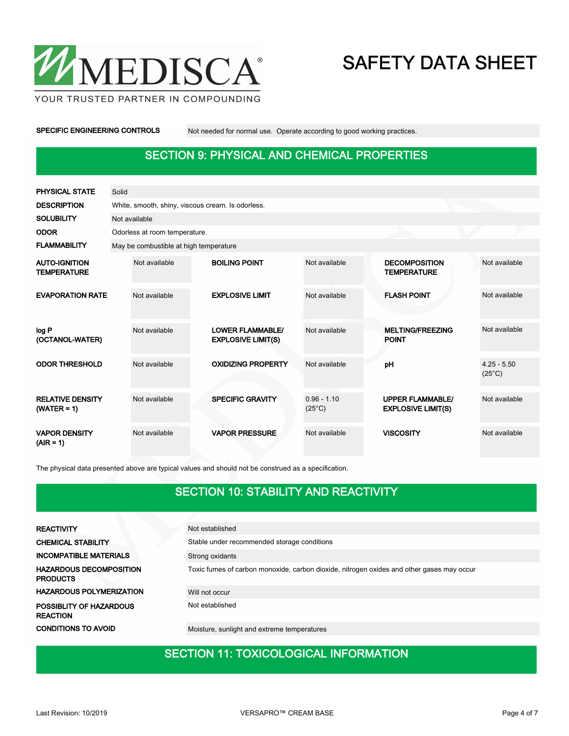| | |
|---|---|
| **SPECIFIC ENGINEERING CONTROLS** | Not needed for normal use. Operate according to good working practices. |

## SECTION 9: PHYSICAL AND CHEMICAL PROPERTIES

| | |
|---|---|
| **PHYSICAL STATE** | Solid |
| **DESCRIPTION** | White, smooth, shiny, viscous cream. Is odorless. |
| **SOLUBILITY** | Not available |
| **ODOR** | Odorless at room temperature. |
| **FLAMMABILITY** | May be combustible at high temperature |

| | | | | | |
|---|---|---|---|---|---|
| **AUTO-IGNITION TEMPERATURE** | Not available | **BOILING POINT** | Not available | **DECOMPOSITION TEMPERATURE** | Not available |
| **EVAPORATION RATE** | Not available | **EXPLOSIVE LIMIT** | Not available | **FLASH POINT** | Not available |
| **log P (OCTANOL-WATER)** | Not available | **LOWER FLAMMABLE/ EXPLOSIVE LIMIT(S)** | Not available | **MELTING/FREEZING POINT** | Not available |
| **ODOR THRESHOLD** | Not available | **OXIDIZING PROPERTY** | Not available | **pH** | 4.25 - 5.50 (25°C) |
| **RELATIVE DENSITY (WATER = 1)** | Not available | **SPECIFIC GRAVITY** | 0.96 - 1.10 (25°C) | **UPPER FLAMMABLE/ EXPLOSIVE LIMIT(S)** | Not available |
| **VAPOR DENSITY (AIR = 1)** | Not available | **VAPOR PRESSURE** | Not available | **VISCOSITY** | Not available |

The physical data presented above are typical values and should not be construed as a specification.

## SECTION 10: STABILITY AND REACTIVITY

| | |
|---|---|
| **REACTIVITY** | Not established |
| **CHEMICAL STABILITY** | Stable under recommended storage conditions |
| **INCOMPATIBLE MATERIALS** | Strong oxidants |
| **HAZARDOUS DECOMPOSITION PRODUCTS** | Toxic fumes of carbon monoxide, carbon dioxide, nitrogen oxides and other gases may occur |
| **HAZARDOUS POLYMERIZATION** | Will not occur |
| **POSSIBLITY OF HAZARDOUS REACTION** | Not established |
| **CONDITIONS TO AVOID** | Moisture, sunlight and extreme temperatures |

## SECTION 11: TOXICOLOGICAL INFORMATION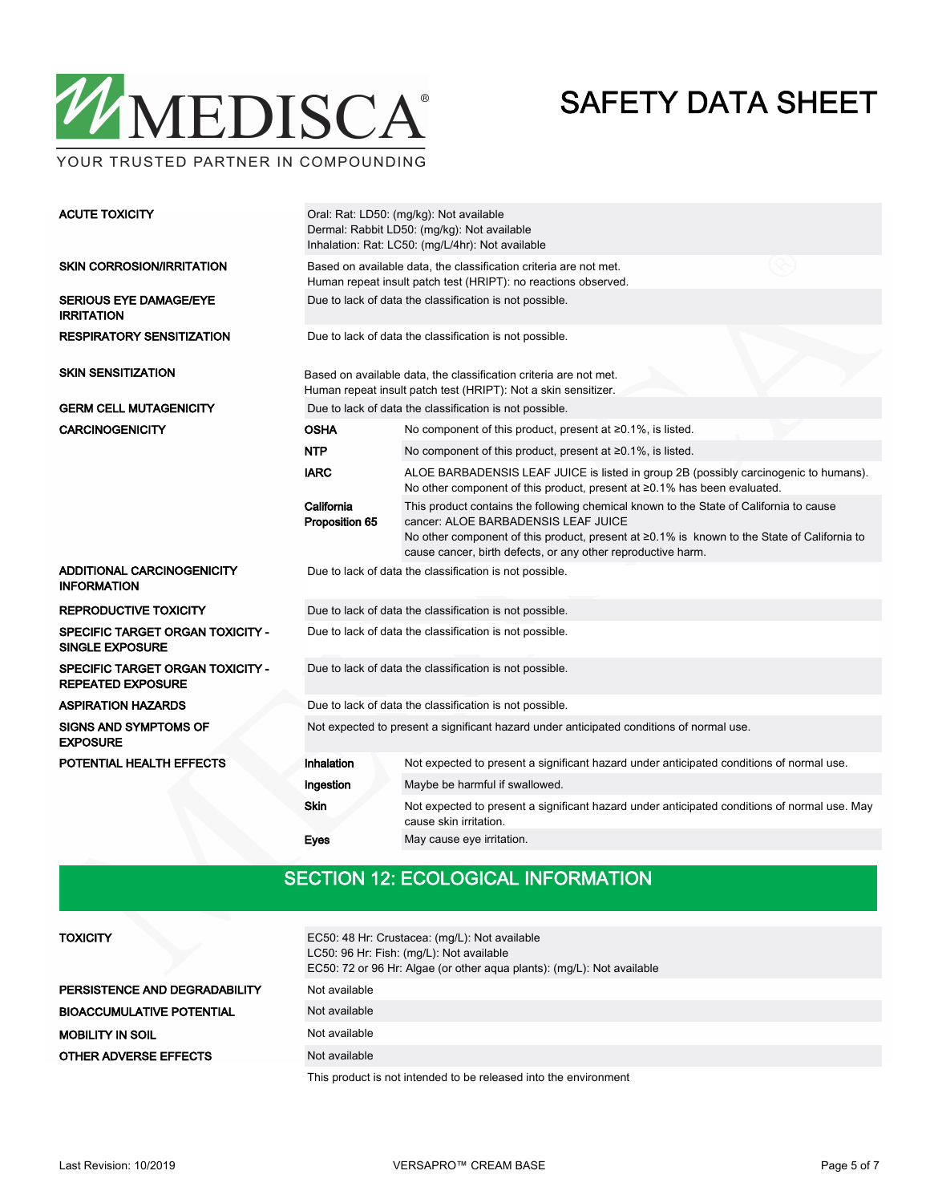| | | |
|---|---|---|
| **ACUTE TOXICITY** | Oral: Rat: LD50: (mg/kg): Not available<br>Dermal: Rabbit LD50: (mg/kg): Not available<br>Inhalation: Rat: LC50: (mg/L/4hr): Not available | |
| **SKIN CORROSION/IRRITATION** | Based on available data, the classification criteria are not met.<br>Human repeat insult patch test (HRIPT): no reactions observed. | |
| **SERIOUS EYE DAMAGE/EYE IRRITATION** | Due to lack of data the classification is not possible. | |
| **RESPIRATORY SENSITIZATION** | Due to lack of data the classification is not possible. | |
| **SKIN SENSITIZATION** | Based on available data, the classification criteria are not met.<br>Human repeat insult patch test (HRIPT): Not a skin sensitizer. | |
| **GERM CELL MUTAGENICITY** | Due to lack of data the classification is not possible. | |
| **CARCINOGENICITY** | **OSHA** | No component of this product, present at ≥0.1%, is listed. |
| | **NTP** | No component of this product, present at ≥0.1%, is listed. |
| | **IARC** | ALOE BARBADENSIS LEAF JUICE is listed in group 2B (possibly carcinogenic to humans). No other component of this product, present at ≥0.1% has been evaluated. |
| | **California Proposition 65** | This product contains the following chemical known to the State of California to cause cancer: ALOE BARBADENSIS LEAF JUICE<br>No other component of this product, present at ≥0.1% is known to the State of California to cause cancer, birth defects, or any other reproductive harm. |
| **ADDITIONAL CARCINOGENICITY INFORMATION** | Due to lack of data the classification is not possible. | |
| **REPRODUCTIVE TOXICITY** | Due to lack of data the classification is not possible. | |
| **SPECIFIC TARGET ORGAN TOXICITY - SINGLE EXPOSURE** | Due to lack of data the classification is not possible. | |
| **SPECIFIC TARGET ORGAN TOXICITY - REPEATED EXPOSURE** | Due to lack of data the classification is not possible. | |
| **ASPIRATION HAZARDS** | Due to lack of data the classification is not possible. | |
| **SIGNS AND SYMPTOMS OF EXPOSURE** | Not expected to present a significant hazard under anticipated conditions of normal use. | |
| **POTENTIAL HEALTH EFFECTS** | **Inhalation** | Not expected to present a significant hazard under anticipated conditions of normal use. |
| | **Ingestion** | Maybe be harmful if swallowed. |
| | **Skin** | Not expected to present a significant hazard under anticipated conditions of normal use. May cause skin irritation. |
| | **Eyes** | May cause eye irritation. |

## SECTION 12: ECOLOGICAL INFORMATION

| | |
|---|---|
| **TOXICITY** | EC50: 48 Hr: Crustacea: (mg/L): Not available<br>LC50: 96 Hr: Fish: (mg/L): Not available<br>EC50: 72 or 96 Hr: Algae (or other aqua plants): (mg/L): Not available |
| **PERSISTENCE AND DEGRADABILITY** | Not available |
| **BIOACCUMULATIVE POTENTIAL** | Not available |
| **MOBILITY IN SOIL** | Not available |
| **OTHER ADVERSE EFFECTS** | Not available |
| | This product is not intended to be released into the environment |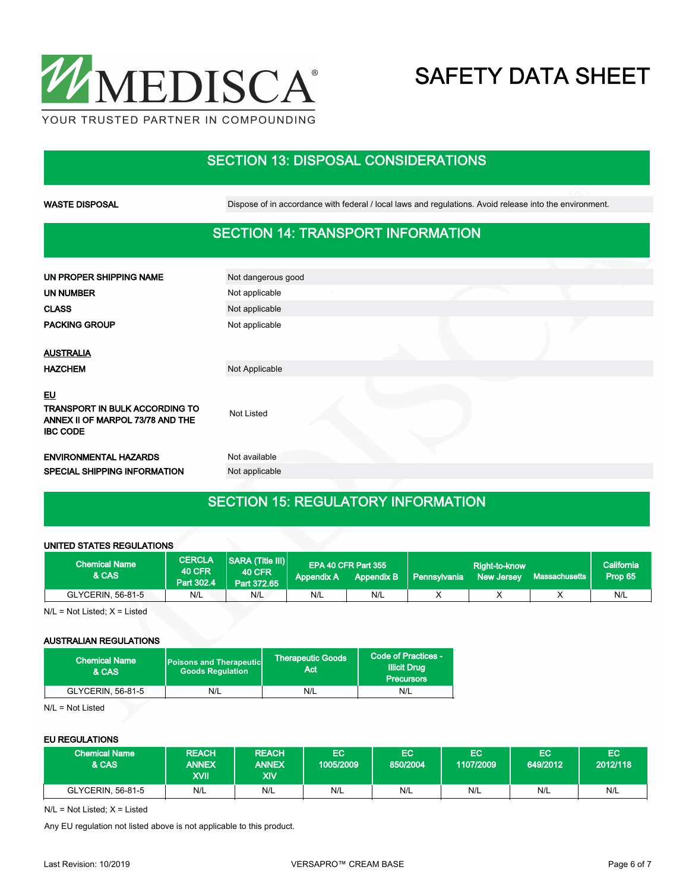## SECTION 13: DISPOSAL CONSIDERATIONS

| | |
|---|---|
| **WASTE DISPOSAL** | Dispose of in accordance with federal / local laws and regulations. Avoid release into the environment. |

## SECTION 14: TRANSPORT INFORMATION

| | |
|---|---|
| **UN PROPER SHIPPING NAME** | Not dangerous good |
| **UN NUMBER** | Not applicable |
| **CLASS** | Not applicable |
| **PACKING GROUP** | Not applicable |

**AUSTRALIA**

| | |
|---|---|
| **HAZCHEM** | Not Applicable |

**EU**

| | |
|---|---|
| **TRANSPORT IN BULK ACCORDING TO ANNEX II OF MARPOL 73/78 AND THE IBC CODE** | Not Listed |
| **ENVIRONMENTAL HAZARDS** | Not available |
| **SPECIAL SHIPPING INFORMATION** | Not applicable |

## SECTION 15: REGULATORY INFORMATION

**UNITED STATES REGULATIONS**

| Chemical Name & CAS | CERCLA 40 CFR Part 302.4 | SARA (Title III) 40 CFR Part 372.65 | EPA 40 CFR Part 355 | | Right-to-know | | | California Prop 65 |
|---|---|---|---|---|---|---|---|---|
| | | | Appendix A | Appendix B | Pennsylvania | New Jersey | Massachusetts | |
| GLYCERIN, 56-81-5 | N/L | N/L | N/L | N/L | X | X | X | N/L |

N/L = Not Listed; X = Listed

**AUSTRALIAN REGULATIONS**

| Chemical Name & CAS | Poisons and Therapeutic Goods Regulation | Therapeutic Goods Act | Code of Practices - Illicit Drug Precursors |
|---|---|---|---|
| GLYCERIN, 56-81-5 | N/L | N/L | N/L |

N/L = Not Listed

**EU REGULATIONS**

| Chemical Name & CAS | REACH ANNEX XVII | REACH ANNEX XIV | EC 1005/2009 | EC 850/2004 | EC 1107/2009 | EC 649/2012 | EC 2012/118 |
|---|---|---|---|---|---|---|---|
| GLYCERIN, 56-81-5 | N/L | N/L | N/L | N/L | N/L | N/L | N/L |

N/L = Not Listed; X = Listed

Any EU regulation not listed above is not applicable to this product.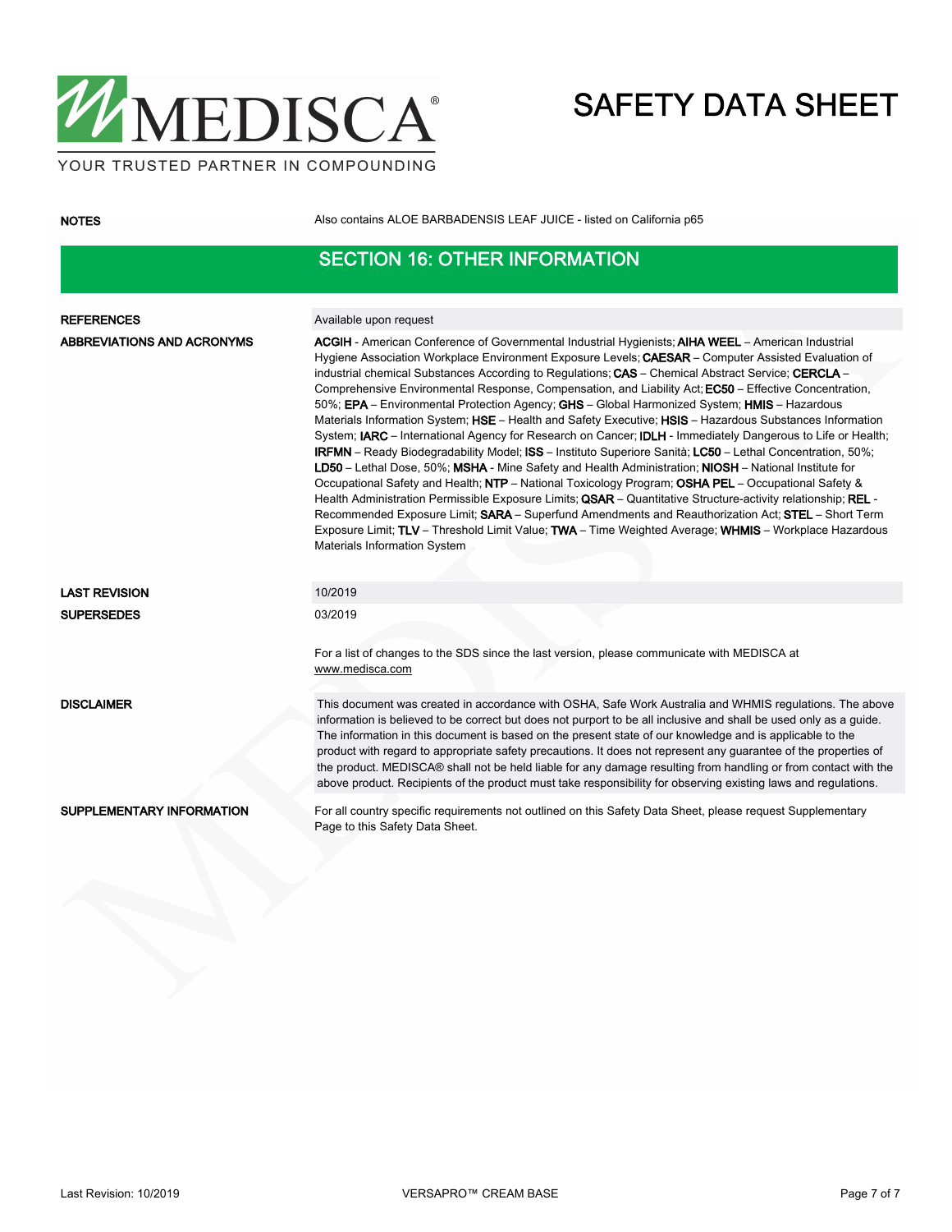**NOTES** Also contains ALOE BARBADENSIS LEAF JUICE - listed on California p65

## SECTION 16: OTHER INFORMATION

**REFERENCES** Available upon request

**ABBREVIATIONS AND ACRONYMS** **ACGIH** - American Conference of Governmental Industrial Hygienists; **AIHA WEEL** – American Industrial Hygiene Association Workplace Environment Exposure Levels; **CAESAR** – Computer Assisted Evaluation of industrial chemical Substances According to Regulations; **CAS** – Chemical Abstract Service; **CERCLA** – Comprehensive Environmental Response, Compensation, and Liability Act; **EC50** – Effective Concentration, 50%; **EPA** – Environmental Protection Agency; **GHS** – Global Harmonized System; **HMIS** – Hazardous Materials Information System; **HSE** – Health and Safety Executive; **HSIS** – Hazardous Substances Information System; **IARC** – International Agency for Research on Cancer; **IDLH** - Immediately Dangerous to Life or Health; **IRFMN** – Ready Biodegradability Model; **ISS** – Instituto Superiore Sanità; **LC50** – Lethal Concentration, 50%; **LD50** – Lethal Dose, 50%; **MSHA** - Mine Safety and Health Administration; **NIOSH** – National Institute for Occupational Safety and Health; **NTP** – National Toxicology Program; **OSHA PEL** – Occupational Safety & Health Administration Permissible Exposure Limits; **QSAR** – Quantitative Structure-activity relationship; **REL** - Recommended Exposure Limit; **SARA** – Superfund Amendments and Reauthorization Act; **STEL** – Short Term Exposure Limit; **TLV** – Threshold Limit Value; **TWA** – Time Weighted Average; **WHMIS** – Workplace Hazardous Materials Information System

**LAST REVISION** 10/2019

**SUPERSEDES** 03/2019

For a list of changes to the SDS since the last version, please communicate with MEDISCA at www.medisca.com

**DISCLAIMER** This document was created in accordance with OSHA, Safe Work Australia and WHMIS regulations. The above information is believed to be correct but does not purport to be all inclusive and shall be used only as a guide. The information in this document is based on the present state of our knowledge and is applicable to the product with regard to appropriate safety precautions. It does not represent any guarantee of the properties of the product. MEDISCA® shall not be held liable for any damage resulting from handling or from contact with the above product. Recipients of the product must take responsibility for observing existing laws and regulations.

**SUPPLEMENTARY INFORMATION** For all country specific requirements not outlined on this Safety Data Sheet, please request Supplementary Page to this Safety Data Sheet.